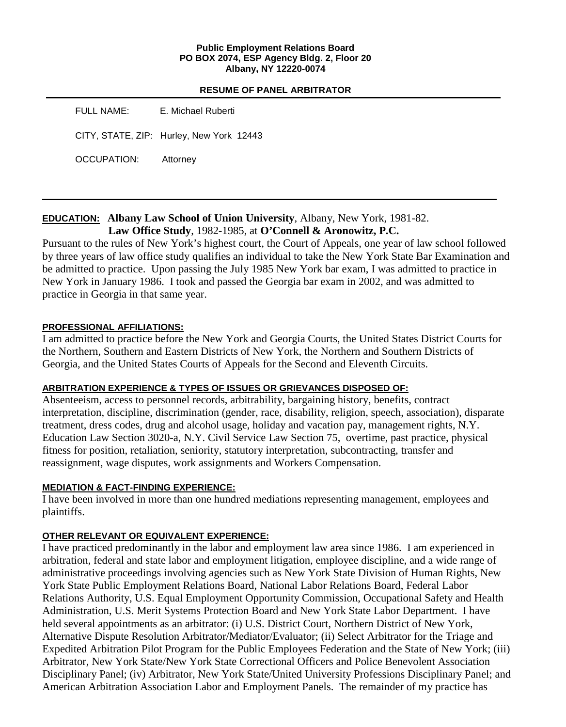**Public Employment Relations Board**
**PO BOX 2074, ESP Agency Bldg. 2, Floor 20**
**Albany, NY 12220-0074**

## RESUME OF PANEL ARBITRATOR

FULL NAME: E. Michael Ruberti

CITY, STATE, ZIP: Hurley, New York 12443

OCCUPATION: Attorney

---

**EDUCATION:** **Albany Law School of Union University**, Albany, New York, 1981-82.
**Law Office Study**, 1982-1985, at **O'Connell & Aronowitz, P.C.**

Pursuant to the rules of New York's highest court, the Court of Appeals, one year of law school followed by three years of law office study qualifies an individual to take the New York State Bar Examination and be admitted to practice. Upon passing the July 1985 New York bar exam, I was admitted to practice in New York in January 1986. I took and passed the Georgia bar exam in 2002, and was admitted to practice in Georgia in that same year.

### PROFESSIONAL AFFILIATIONS:

I am admitted to practice before the New York and Georgia Courts, the United States District Courts for the Northern, Southern and Eastern Districts of New York, the Northern and Southern Districts of Georgia, and the United States Courts of Appeals for the Second and Eleventh Circuits.

### ARBITRATION EXPERIENCE & TYPES OF ISSUES OR GRIEVANCES DISPOSED OF:

Absenteeism, access to personnel records, arbitrability, bargaining history, benefits, contract interpretation, discipline, discrimination (gender, race, disability, religion, speech, association), disparate treatment, dress codes, drug and alcohol usage, holiday and vacation pay, management rights, N.Y. Education Law Section 3020-a, N.Y. Civil Service Law Section 75, overtime, past practice, physical fitness for position, retaliation, seniority, statutory interpretation, subcontracting, transfer and reassignment, wage disputes, work assignments and Workers Compensation.

### MEDIATION & FACT-FINDING EXPERIENCE:

I have been involved in more than one hundred mediations representing management, employees and plaintiffs.

### OTHER RELEVANT OR EQUIVALENT EXPERIENCE:

I have practiced predominantly in the labor and employment law area since 1986. I am experienced in arbitration, federal and state labor and employment litigation, employee discipline, and a wide range of administrative proceedings involving agencies such as New York State Division of Human Rights, New York State Public Employment Relations Board, National Labor Relations Board, Federal Labor Relations Authority, U.S. Equal Employment Opportunity Commission, Occupational Safety and Health Administration, U.S. Merit Systems Protection Board and New York State Labor Department. I have held several appointments as an arbitrator: (i) U.S. District Court, Northern District of New York, Alternative Dispute Resolution Arbitrator/Mediator/Evaluator; (ii) Select Arbitrator for the Triage and Expedited Arbitration Pilot Program for the Public Employees Federation and the State of New York; (iii) Arbitrator, New York State/New York State Correctional Officers and Police Benevolent Association Disciplinary Panel; (iv) Arbitrator, New York State/United University Professions Disciplinary Panel; and American Arbitration Association Labor and Employment Panels. The remainder of my practice has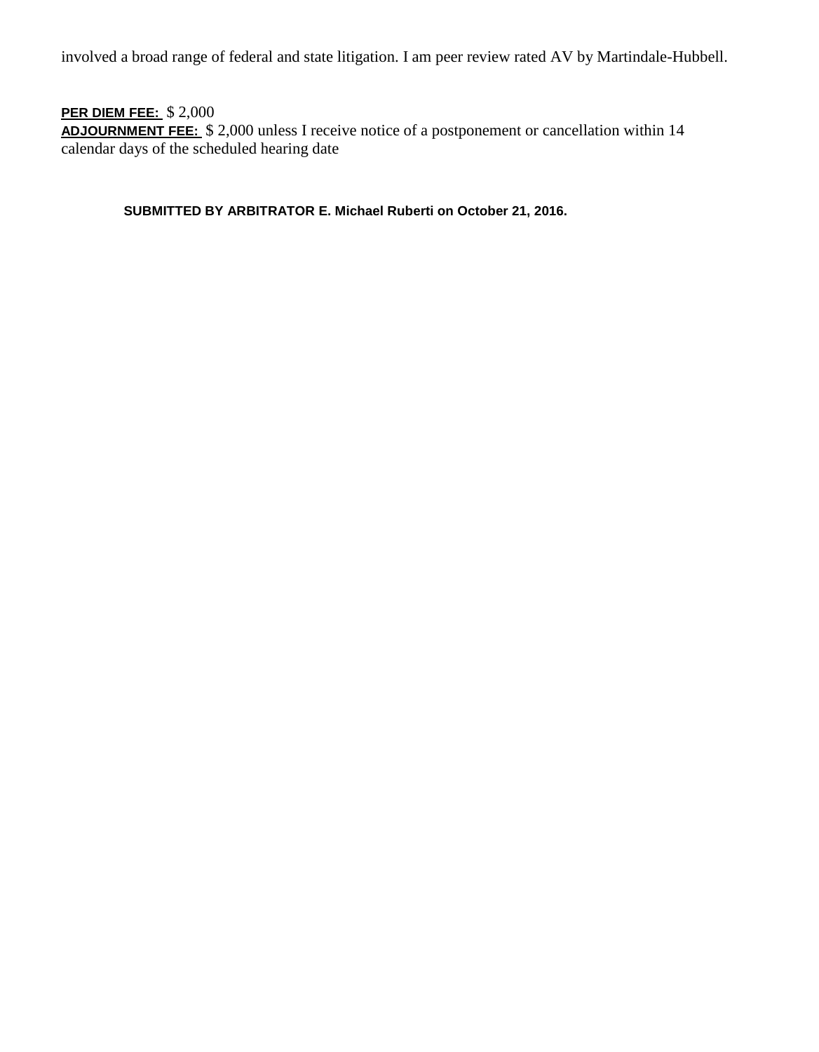involved a broad range of federal and state litigation. I am peer review rated AV by Martindale-Hubbell.

**PER DIEM FEE:** $ 2,000
**ADJOURNMENT FEE:** $ 2,000 unless I receive notice of a postponement or cancellation within 14 calendar days of the scheduled hearing date

**SUBMITTED BY ARBITRATOR E. Michael Ruberti on October 21, 2016.**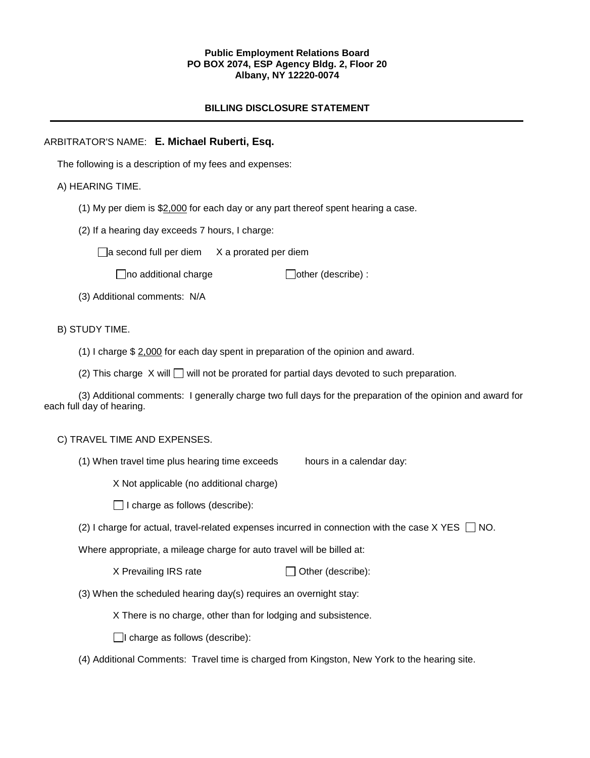**Public Employment Relations Board**
**PO BOX 2074, ESP Agency Bldg. 2, Floor 20**
**Albany, NY 12220-0074**

## BILLING DISCLOSURE STATEMENT

---

ARBITRATOR'S NAME: **E. Michael Ruberti, Esq.**

The following is a description of my fees and expenses:

A) HEARING TIME.

(1) My per diem is $2,000 for each day or any part thereof spent hearing a case.

(2) If a hearing day exceeds 7 hours, I charge:

☐ a second full per diem X a prorated per diem

☐ no additional charge ☐ other (describe) :

(3) Additional comments: N/A

B) STUDY TIME.

(1) I charge $ 2,000 for each day spent in preparation of the opinion and award.

(2) This charge X will ☐ will not be prorated for partial days devoted to such preparation.

(3) Additional comments: I generally charge two full days for the preparation of the opinion and award for each full day of hearing.

C) TRAVEL TIME AND EXPENSES.

(1) When travel time plus hearing time exceeds hours in a calendar day:

X Not applicable (no additional charge)

☐ I charge as follows (describe):

(2) I charge for actual, travel-related expenses incurred in connection with the case X YES ☐ NO.

Where appropriate, a mileage charge for auto travel will be billed at:

X Prevailing IRS rate ☐ Other (describe):

(3) When the scheduled hearing day(s) requires an overnight stay:

X There is no charge, other than for lodging and subsistence.

☐ I charge as follows (describe):

(4) Additional Comments: Travel time is charged from Kingston, New York to the hearing site.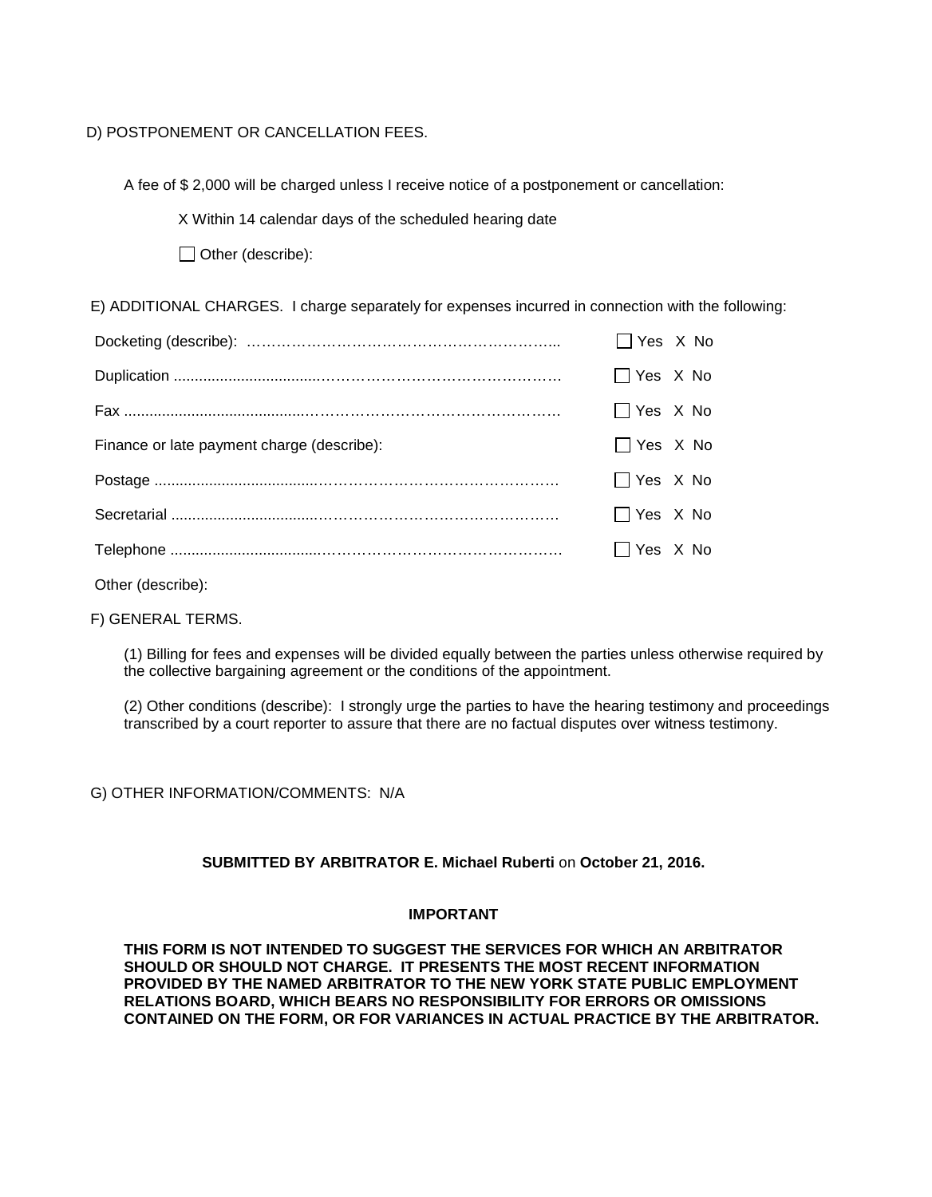D) POSTPONEMENT OR CANCELLATION FEES.

A fee of $ 2,000 will be charged unless I receive notice of a postponement or cancellation:

X Within 14 calendar days of the scheduled hearing date

☐ Other (describe):

E) ADDITIONAL CHARGES. I charge separately for expenses incurred in connection with the following:

| | |
|---|---|
| Docketing (describe): ………………………………………………….. | ☐ Yes X No |
| Duplication ……………………………………………………… | ☐ Yes X No |
| Fax ………………………………………………………………… | ☐ Yes X No |
| Finance or late payment charge (describe): | ☐ Yes X No |
| Postage …………………………………………………………… | ☐ Yes X No |
| Secretarial ………………………………………………………… | ☐ Yes X No |
| Telephone ………………………………………………………… | ☐ Yes X No |

Other (describe):

F) GENERAL TERMS.

(1) Billing for fees and expenses will be divided equally between the parties unless otherwise required by the collective bargaining agreement or the conditions of the appointment.

(2) Other conditions (describe): I strongly urge the parties to have the hearing testimony and proceedings transcribed by a court reporter to assure that there are no factual disputes over witness testimony.

G) OTHER INFORMATION/COMMENTS: N/A

**SUBMITTED BY ARBITRATOR E. Michael Ruberti** on **October 21, 2016.**

**IMPORTANT**

**THIS FORM IS NOT INTENDED TO SUGGEST THE SERVICES FOR WHICH AN ARBITRATOR SHOULD OR SHOULD NOT CHARGE. IT PRESENTS THE MOST RECENT INFORMATION PROVIDED BY THE NAMED ARBITRATOR TO THE NEW YORK STATE PUBLIC EMPLOYMENT RELATIONS BOARD, WHICH BEARS NO RESPONSIBILITY FOR ERRORS OR OMISSIONS CONTAINED ON THE FORM, OR FOR VARIANCES IN ACTUAL PRACTICE BY THE ARBITRATOR.**